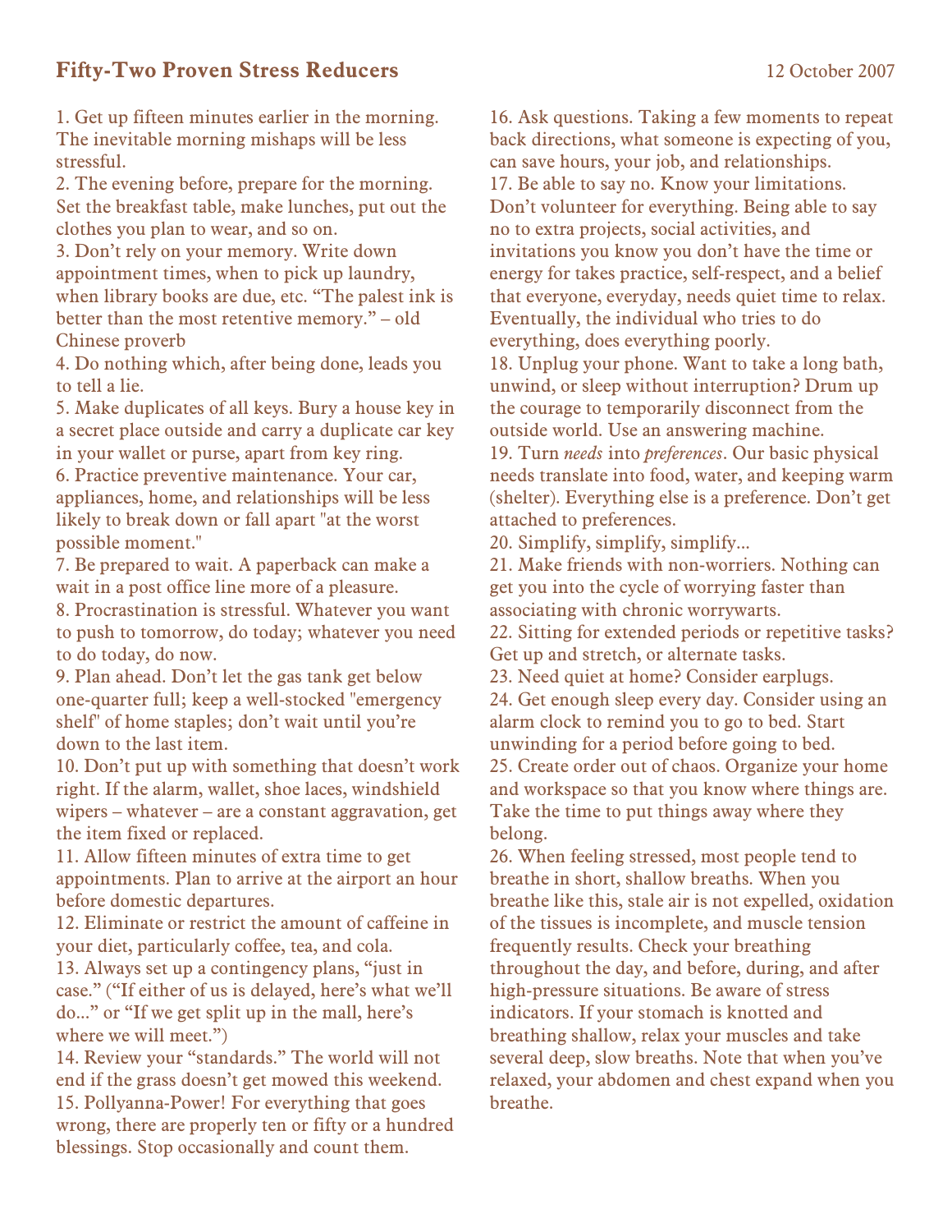# Fifty-Two Proven Stress Reducers

12 October 2007

1. Get up fifteen minutes earlier in the morning. The inevitable morning mishaps will be less stressful.
2. The evening before, prepare for the morning. Set the breakfast table, make lunches, put out the clothes you plan to wear, and so on.
3. Don't rely on your memory. Write down appointment times, when to pick up laundry, when library books are due, etc. "The palest ink is better than the most retentive memory." – old Chinese proverb
4. Do nothing which, after being done, leads you to tell a lie.
5. Make duplicates of all keys. Bury a house key in a secret place outside and carry a duplicate car key in your wallet or purse, apart from key ring.
6. Practice preventive maintenance. Your car, appliances, home, and relationships will be less likely to break down or fall apart "at the worst possible moment."
7. Be prepared to wait. A paperback can make a wait in a post office line more of a pleasure.
8. Procrastination is stressful. Whatever you want to push to tomorrow, do today; whatever you need to do today, do now.
9. Plan ahead. Don't let the gas tank get below one-quarter full; keep a well-stocked "emergency shelf" of home staples; don't wait until you're down to the last item.
10. Don't put up with something that doesn't work right. If the alarm, wallet, shoe laces, windshield wipers – whatever – are a constant aggravation, get the item fixed or replaced.
11. Allow fifteen minutes of extra time to get appointments. Plan to arrive at the airport an hour before domestic departures.
12. Eliminate or restrict the amount of caffeine in your diet, particularly coffee, tea, and cola.
13. Always set up a contingency plans, "just in case." ("If either of us is delayed, here's what we'll do..." or "If we get split up in the mall, here's where we will meet.")
14. Review your "standards." The world will not end if the grass doesn't get mowed this weekend.
15. Pollyanna-Power! For everything that goes wrong, there are properly ten or fifty or a hundred blessings. Stop occasionally and count them.
16. Ask questions. Taking a few moments to repeat back directions, what someone is expecting of you, can save hours, your job, and relationships.
17. Be able to say no. Know your limitations. Don't volunteer for everything. Being able to say no to extra projects, social activities, and invitations you know you don't have the time or energy for takes practice, self-respect, and a belief that everyone, everyday, needs quiet time to relax. Eventually, the individual who tries to do everything, does everything poorly.
18. Unplug your phone. Want to take a long bath, unwind, or sleep without interruption? Drum up the courage to temporarily disconnect from the outside world. Use an answering machine.
19. Turn *needs* into *preferences*. Our basic physical needs translate into food, water, and keeping warm (shelter). Everything else is a preference. Don't get attached to preferences.
20. Simplify, simplify, simplify...
21. Make friends with non-worriers. Nothing can get you into the cycle of worrying faster than associating with chronic worrywarts.
22. Sitting for extended periods or repetitive tasks? Get up and stretch, or alternate tasks.
23. Need quiet at home? Consider earplugs.
24. Get enough sleep every day. Consider using an alarm clock to remind you to go to bed. Start unwinding for a period before going to bed.
25. Create order out of chaos. Organize your home and workspace so that you know where things are. Take the time to put things away where they belong.
26. When feeling stressed, most people tend to breathe in short, shallow breaths. When you breathe like this, stale air is not expelled, oxidation of the tissues is incomplete, and muscle tension frequently results. Check your breathing throughout the day, and before, during, and after high-pressure situations. Be aware of stress indicators. If your stomach is knotted and breathing shallow, relax your muscles and take several deep, slow breaths. Note that when you've relaxed, your abdomen and chest expand when you breathe.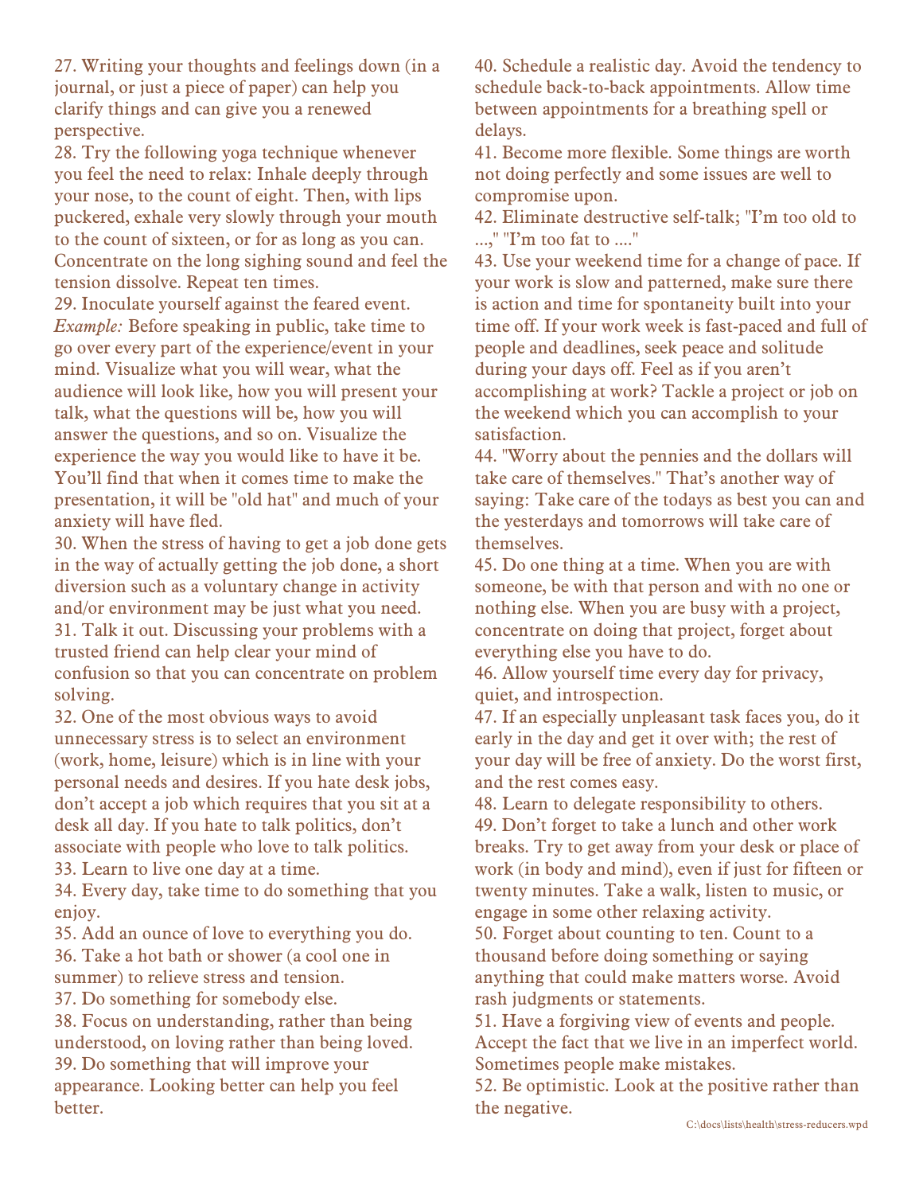27. Writing your thoughts and feelings down (in a journal, or just a piece of paper) can help you clarify things and can give you a renewed perspective.

28. Try the following yoga technique whenever you feel the need to relax: Inhale deeply through your nose, to the count of eight. Then, with lips puckered, exhale very slowly through your mouth to the count of sixteen, or for as long as you can. Concentrate on the long sighing sound and feel the tension dissolve. Repeat ten times.

29. Inoculate yourself against the feared event. *Example:* Before speaking in public, take time to go over every part of the experience/event in your mind. Visualize what you will wear, what the audience will look like, how you will present your talk, what the questions will be, how you will answer the questions, and so on. Visualize the experience the way you would like to have it be. You'll find that when it comes time to make the presentation, it will be "old hat" and much of your anxiety will have fled.

30. When the stress of having to get a job done gets in the way of actually getting the job done, a short diversion such as a voluntary change in activity and/or environment may be just what you need.

31. Talk it out. Discussing your problems with a trusted friend can help clear your mind of confusion so that you can concentrate on problem solving.

32. One of the most obvious ways to avoid unnecessary stress is to select an environment (work, home, leisure) which is in line with your personal needs and desires. If you hate desk jobs, don't accept a job which requires that you sit at a desk all day. If you hate to talk politics, don't associate with people who love to talk politics.

33. Learn to live one day at a time.

34. Every day, take time to do something that you enjoy.

35. Add an ounce of love to everything you do.

36. Take a hot bath or shower (a cool one in summer) to relieve stress and tension.

37. Do something for somebody else.

38. Focus on understanding, rather than being understood, on loving rather than being loved.

39. Do something that will improve your appearance. Looking better can help you feel better.

40. Schedule a realistic day. Avoid the tendency to schedule back-to-back appointments. Allow time between appointments for a breathing spell or delays.

41. Become more flexible. Some things are worth not doing perfectly and some issues are well to compromise upon.

42. Eliminate destructive self-talk; "I'm too old to ...," "I'm too fat to ...."

43. Use your weekend time for a change of pace. If your work is slow and patterned, make sure there is action and time for spontaneity built into your time off. If your work week is fast-paced and full of people and deadlines, seek peace and solitude during your days off. Feel as if you aren't accomplishing at work? Tackle a project or job on the weekend which you can accomplish to your satisfaction.

44. "Worry about the pennies and the dollars will take care of themselves." That's another way of saying: Take care of the todays as best you can and the yesterdays and tomorrows will take care of themselves.

45. Do one thing at a time. When you are with someone, be with that person and with no one or nothing else. When you are busy with a project, concentrate on doing that project, forget about everything else you have to do.

46. Allow yourself time every day for privacy, quiet, and introspection.

47. If an especially unpleasant task faces you, do it early in the day and get it over with; the rest of your day will be free of anxiety. Do the worst first, and the rest comes easy.

48. Learn to delegate responsibility to others.

49. Don't forget to take a lunch and other work breaks. Try to get away from your desk or place of work (in body and mind), even if just for fifteen or twenty minutes. Take a walk, listen to music, or engage in some other relaxing activity.

50. Forget about counting to ten. Count to a thousand before doing something or saying anything that could make matters worse. Avoid rash judgments or statements.

51. Have a forgiving view of events and people. Accept the fact that we live in an imperfect world. Sometimes people make mistakes.

52. Be optimistic. Look at the positive rather than the negative.